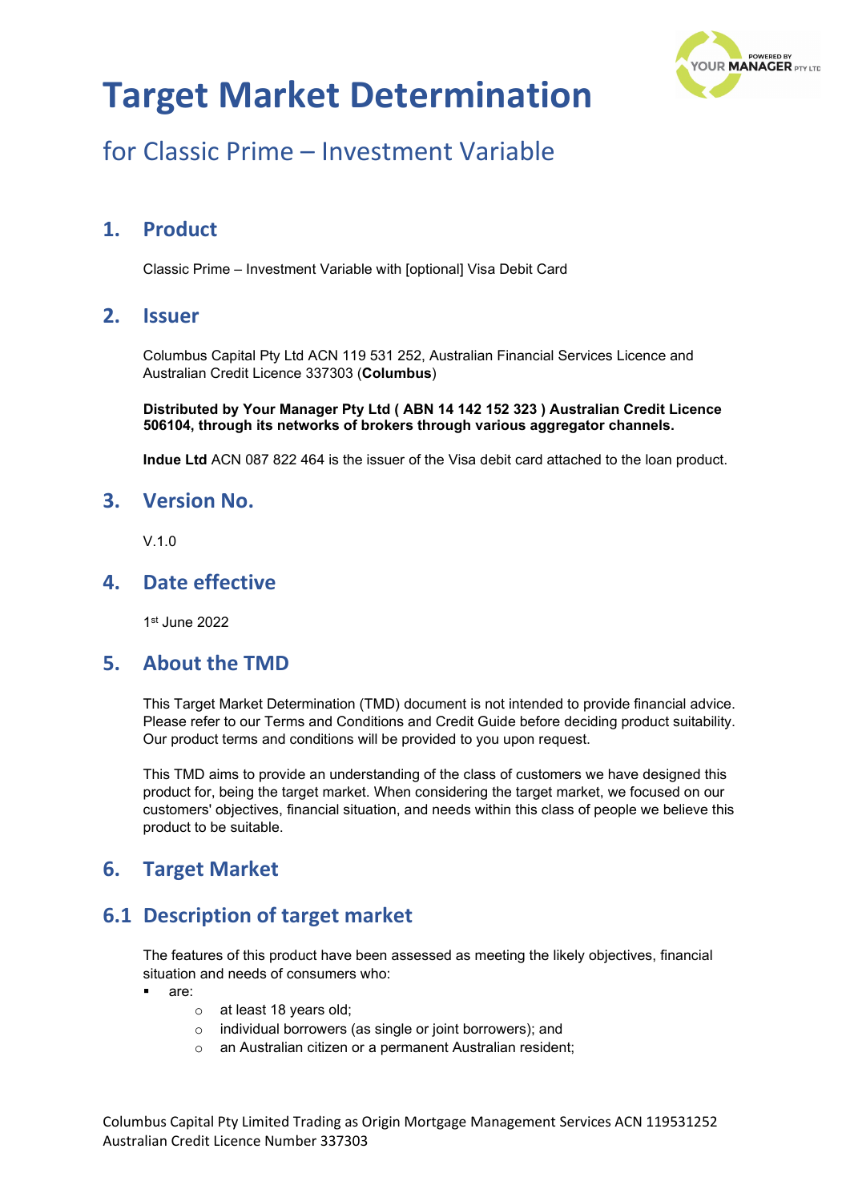#  Target Market Determination

## for Classic Prime – Investment Variable

## 1. Product

Classic Prime – Investment Variable with [optional] Visa Debit Card

## 2. Issuer

Columbus Capital Pty Ltd ACN 119 531 252, Australian Financial Services Licence and Australian Credit Licence 337303 (**Columbus**)

**Distributed by Your Manager Pty Ltd ( ABN 14 142 152 323 ) Australian Credit Licence 506104, through its networks of brokers through various aggregator channels.**

**Indue Ltd** ACN 087 822 464 is the issuer of the Visa debit card attached to the loan product.

## 3. Version No.

V.1.0

## 4. Date effective

1st June 2022

## 5. About the TMD

This Target Market Determination (TMD) document is not intended to provide financial advice. Please refer to our Terms and Conditions and Credit Guide before deciding product suitability. Our product terms and conditions will be provided to you upon request.

This TMD aims to provide an understanding of the class of customers we have designed this product for, being the target market. When considering the target market, we focused on our customers' objectives, financial situation, and needs within this class of people we believe this product to be suitable.

## 6. Target Market

## 6.1 Description of target market

The features of this product have been assessed as meeting the likely objectives, financial situation and needs of consumers who:

- are:
    - at least 18 years old;
    - individual borrowers (as single or joint borrowers); and
    - an Australian citizen or a permanent Australian resident;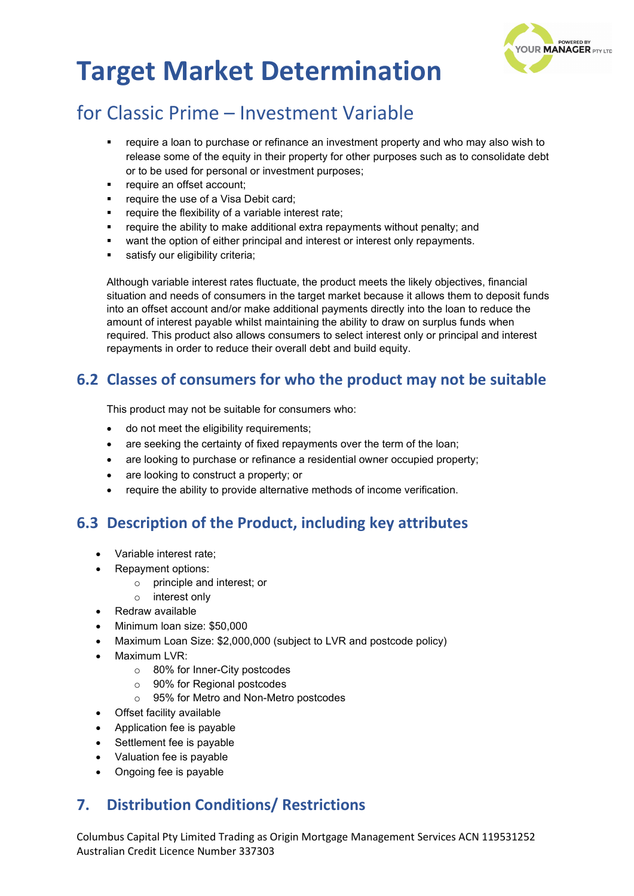# Target Market Determination

## for Classic Prime – Investment Variable

- require a loan to purchase or refinance an investment property and who may also wish to release some of the equity in their property for other purposes such as to consolidate debt or to be used for personal or investment purposes;
- require an offset account;
- require the use of a Visa Debit card;
- require the flexibility of a variable interest rate;
- require the ability to make additional extra repayments without penalty; and
- want the option of either principal and interest or interest only repayments.
- satisfy our eligibility criteria;

Although variable interest rates fluctuate, the product meets the likely objectives, financial situation and needs of consumers in the target market because it allows them to deposit funds into an offset account and/or make additional payments directly into the loan to reduce the amount of interest payable whilst maintaining the ability to draw on surplus funds when required. This product also allows consumers to select interest only or principal and interest repayments in order to reduce their overall debt and build equity.

## 6.2 Classes of consumers for who the product may not be suitable

This product may not be suitable for consumers who:

- do not meet the eligibility requirements;
- are seeking the certainty of fixed repayments over the term of the loan;
- are looking to purchase or refinance a residential owner occupied property;
- are looking to construct a property; or
- require the ability to provide alternative methods of income verification.

## 6.3 Description of the Product, including key attributes

- Variable interest rate;
- Repayment options:
  - principle and interest; or
  - interest only
- Redraw available
- Minimum loan size: $50,000
- Maximum Loan Size: $2,000,000 (subject to LVR and postcode policy)
- Maximum LVR:
  - 80% for Inner-City postcodes
  - 90% for Regional postcodes
  - 95% for Metro and Non-Metro postcodes
- Offset facility available
- Application fee is payable
- Settlement fee is payable
- Valuation fee is payable
- Ongoing fee is payable

## 7. Distribution Conditions/ Restrictions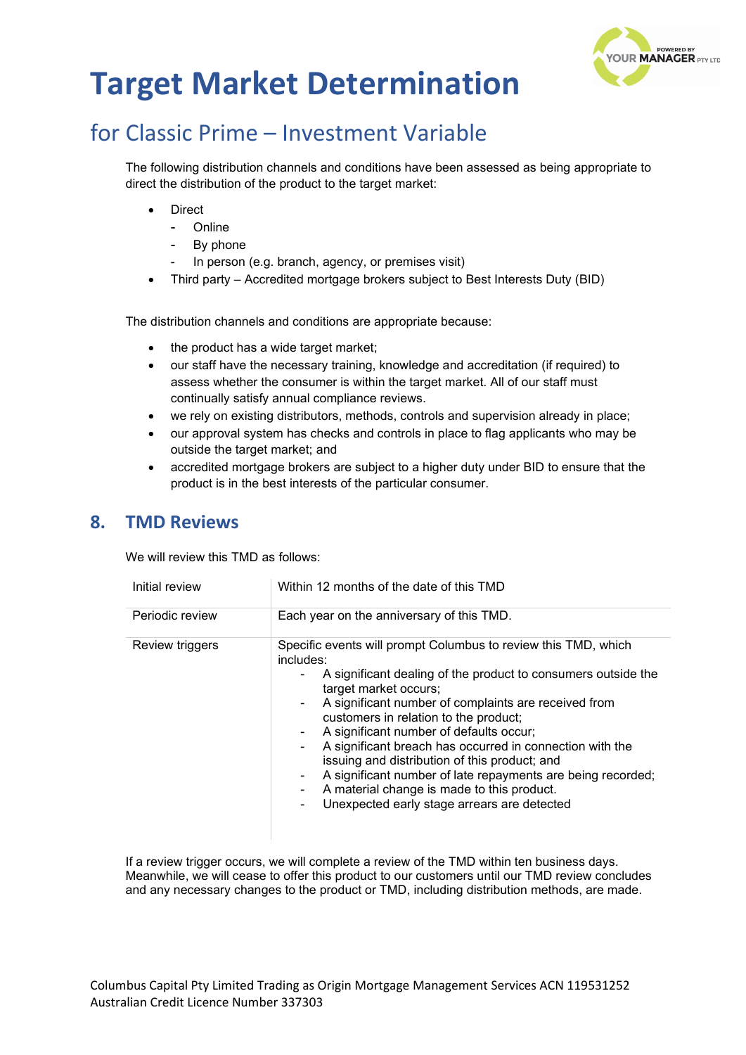# Target Market Determination

## for Classic Prime – Investment Variable

The following distribution channels and conditions have been assessed as being appropriate to direct the distribution of the product to the target market:

- Direct
  - Online
  - By phone
  - In person (e.g. branch, agency, or premises visit)
- Third party – Accredited mortgage brokers subject to Best Interests Duty (BID)

The distribution channels and conditions are appropriate because:

- the product has a wide target market;
- our staff have the necessary training, knowledge and accreditation (if required) to assess whether the consumer is within the target market. All of our staff must continually satisfy annual compliance reviews.
- we rely on existing distributors, methods, controls and supervision already in place;
- our approval system has checks and controls in place to flag applicants who may be outside the target market; and
- accredited mortgage brokers are subject to a higher duty under BID to ensure that the product is in the best interests of the particular consumer.

## 8. TMD Reviews

We will review this TMD as follows:

| | |
|---|---|
| Initial review | Within 12 months of the date of this TMD |
| Periodic review | Each year on the anniversary of this TMD. |
| Review triggers | Specific events will prompt Columbus to review this TMD, which includes:<br>- A significant dealing of the product to consumers outside the target market occurs;<br>- A significant number of complaints are received from customers in relation to the product;<br>- A significant number of defaults occur;<br>- A significant breach has occurred in connection with the issuing and distribution of this product; and<br>- A significant number of late repayments are being recorded;<br>- A material change is made to this product.<br>- Unexpected early stage arrears are detected |

If a review trigger occurs, we will complete a review of the TMD within ten business days. Meanwhile, we will cease to offer this product to our customers until our TMD review concludes and any necessary changes to the product or TMD, including distribution methods, are made.

Columbus Capital Pty Limited Trading as Origin Mortgage Management Services ACN 119531252
Australian Credit Licence Number 337303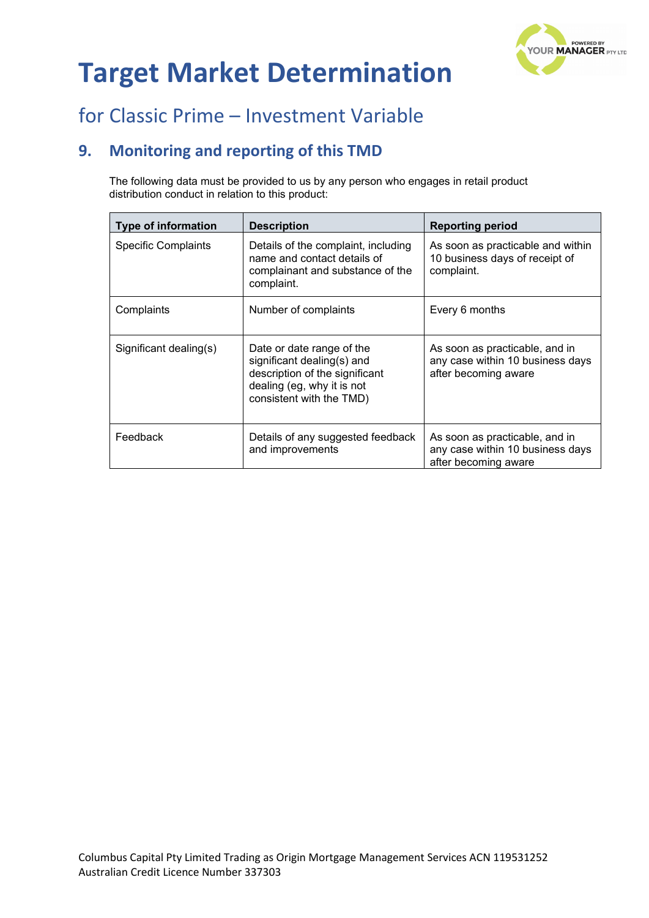# Target Market Determination

## for Classic Prime – Investment Variable

## 9. Monitoring and reporting of this TMD

The following data must be provided to us by any person who engages in retail product distribution conduct in relation to this product:

| Type of information | Description | Reporting period |
|---|---|---|
| Specific Complaints | Details of the complaint, including name and contact details of complainant and substance of the complaint. | As soon as practicable and within 10 business days of receipt of complaint. |
| Complaints | Number of complaints | Every 6 months |
| Significant dealing(s) | Date or date range of the significant dealing(s) and description of the significant dealing (eg, why it is not consistent with the TMD) | As soon as practicable, and in any case within 10 business days after becoming aware |
| Feedback | Details of any suggested feedback and improvements | As soon as practicable, and in any case within 10 business days after becoming aware |

Columbus Capital Pty Limited Trading as Origin Mortgage Management Services ACN 119531252
Australian Credit Licence Number 337303